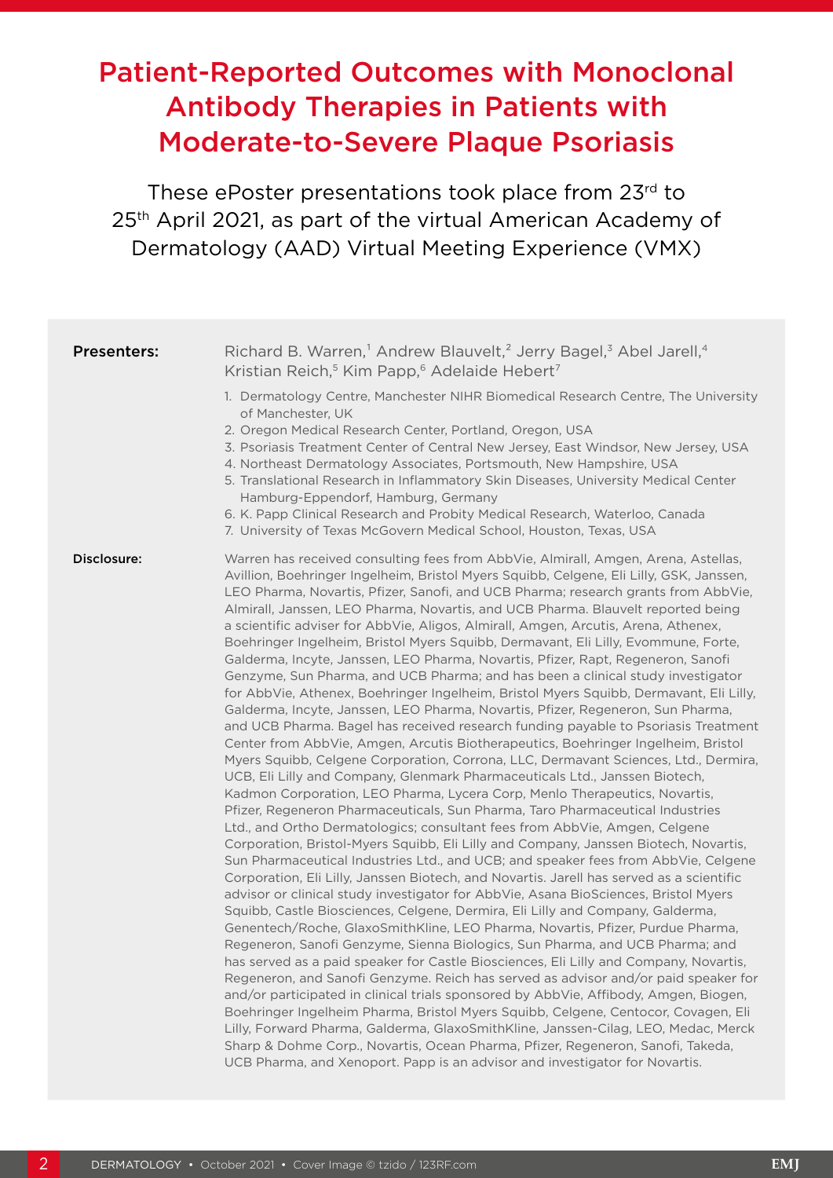# Patient-Reported Outcomes with Monoclonal Antibody Therapies in Patients with Moderate-to-Severe Plaque Psoriasis

These ePoster presentations took place from 23rd to 25th April 2021, as part of the virtual American Academy of Dermatology (AAD) Virtual Meeting Experience (VMX)

**Presenters:** Richard B. Warren,[1] Andrew Blauvelt,[2] Jerry Bagel,[3] Abel Jarell,[4] Kristian Reich,[5] Kim Papp,[6] Adelaide Hebert[7]

1. Dermatology Centre, Manchester NIHR Biomedical Research Centre, The University of Manchester, UK
2. Oregon Medical Research Center, Portland, Oregon, USA
3. Psoriasis Treatment Center of Central New Jersey, East Windsor, New Jersey, USA
4. Northeast Dermatology Associates, Portsmouth, New Hampshire, USA
5. Translational Research in Inflammatory Skin Diseases, University Medical Center Hamburg-Eppendorf, Hamburg, Germany
6. K. Papp Clinical Research and Probity Medical Research, Waterloo, Canada
7. University of Texas McGovern Medical School, Houston, Texas, USA

**Disclosure:** Warren has received consulting fees from AbbVie, Almirall, Amgen, Arena, Astellas, Avillion, Boehringer Ingelheim, Bristol Myers Squibb, Celgene, Eli Lilly, GSK, Janssen, LEO Pharma, Novartis, Pfizer, Sanofi, and UCB Pharma; research grants from AbbVie, Almirall, Janssen, LEO Pharma, Novartis, and UCB Pharma. Blauvelt reported being a scientific adviser for AbbVie, Aligos, Almirall, Amgen, Arcutis, Arena, Athenex, Boehringer Ingelheim, Bristol Myers Squibb, Dermavant, Eli Lilly, Evommune, Forte, Galderma, Incyte, Janssen, LEO Pharma, Novartis, Pfizer, Rapt, Regeneron, Sanofi Genzyme, Sun Pharma, and UCB Pharma; and has been a clinical study investigator for AbbVie, Athenex, Boehringer Ingelheim, Bristol Myers Squibb, Dermavant, Eli Lilly, Galderma, Incyte, Janssen, LEO Pharma, Novartis, Pfizer, Regeneron, Sun Pharma, and UCB Pharma. Bagel has received research funding payable to Psoriasis Treatment Center from AbbVie, Amgen, Arcutis Biotherapeutics, Boehringer Ingelheim, Bristol Myers Squibb, Celgene Corporation, Corrona, LLC, Dermavant Sciences, Ltd., Dermira, UCB, Eli Lilly and Company, Glenmark Pharmaceuticals Ltd., Janssen Biotech, Kadmon Corporation, LEO Pharma, Lycera Corp, Menlo Therapeutics, Novartis, Pfizer, Regeneron Pharmaceuticals, Sun Pharma, Taro Pharmaceutical Industries Ltd., and Ortho Dermatologics; consultant fees from AbbVie, Amgen, Celgene Corporation, Bristol-Myers Squibb, Eli Lilly and Company, Janssen Biotech, Novartis, Sun Pharmaceutical Industries Ltd., and UCB; and speaker fees from AbbVie, Celgene Corporation, Eli Lilly, Janssen Biotech, and Novartis. Jarell has served as a scientific advisor or clinical study investigator for AbbVie, Asana BioSciences, Bristol Myers Squibb, Castle Biosciences, Celgene, Dermira, Eli Lilly and Company, Galderma, Genentech/Roche, GlaxoSmithKline, LEO Pharma, Novartis, Pfizer, Purdue Pharma, Regeneron, Sanofi Genzyme, Sienna Biologics, Sun Pharma, and UCB Pharma; and has served as a paid speaker for Castle Biosciences, Eli Lilly and Company, Novartis, Regeneron, and Sanofi Genzyme. Reich has served as advisor and/or paid speaker for and/or participated in clinical trials sponsored by AbbVie, Affibody, Amgen, Biogen, Boehringer Ingelheim Pharma, Bristol Myers Squibb, Celgene, Centocor, Covagen, Eli Lilly, Forward Pharma, Galderma, GlaxoSmithKline, Janssen-Cilag, LEO, Medac, Merck Sharp & Dohme Corp., Novartis, Ocean Pharma, Pfizer, Regeneron, Sanofi, Takeda, UCB Pharma, and Xenoport. Papp is an advisor and investigator for Novartis.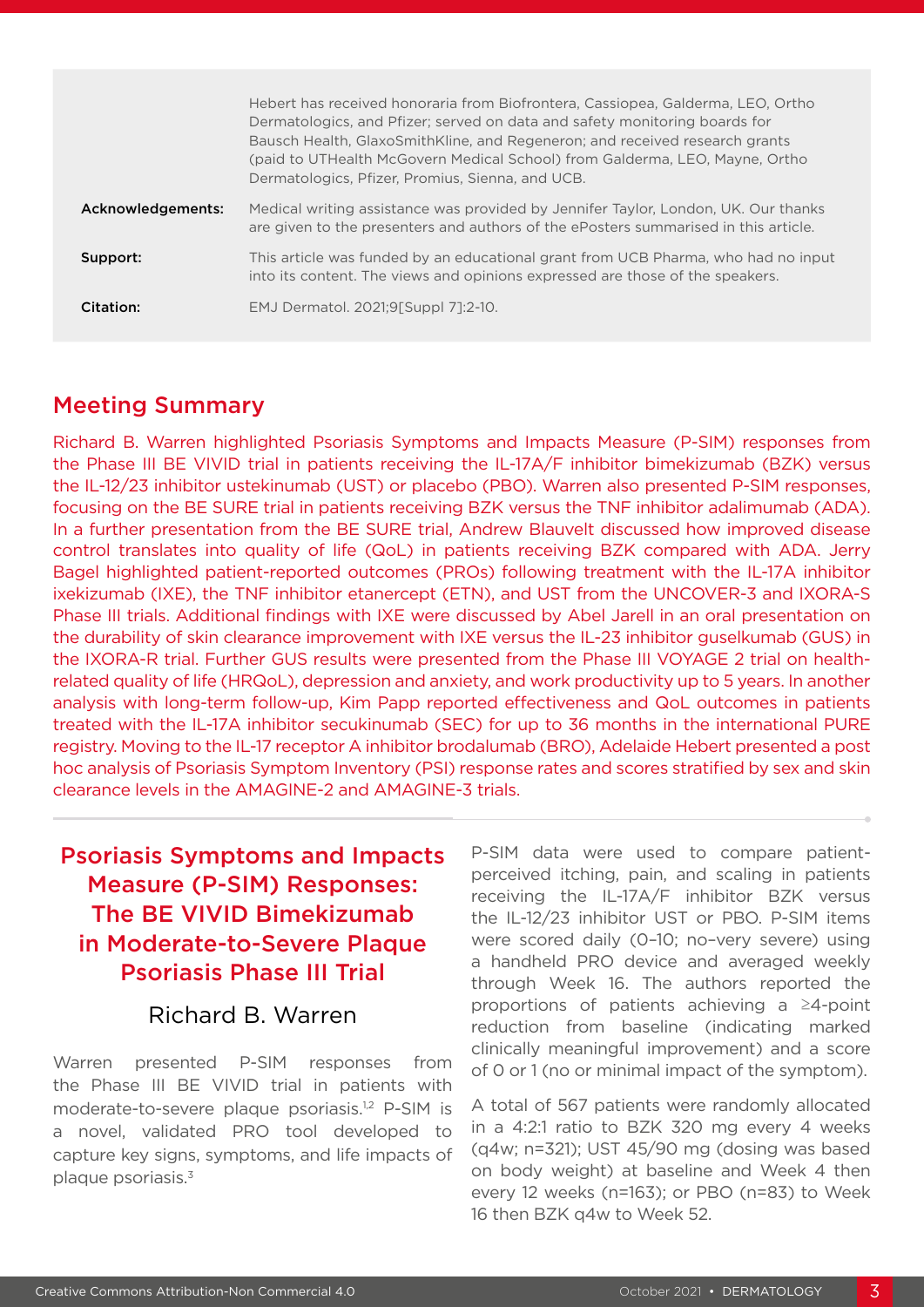Hebert has received honoraria from Biofrontera, Cassiopea, Galderma, LEO, Ortho Dermatologics, and Pfizer; served on data and safety monitoring boards for Bausch Health, GlaxoSmithKline, and Regeneron; and received research grants (paid to UTHealth McGovern Medical School) from Galderma, LEO, Mayne, Ortho Dermatologics, Pfizer, Promius, Sienna, and UCB.

**Acknowledgements:** Medical writing assistance was provided by Jennifer Taylor, London, UK. Our thanks are given to the presenters and authors of the ePosters summarised in this article.

**Support:** This article was funded by an educational grant from UCB Pharma, who had no input into its content. The views and opinions expressed are those of the speakers.

**Citation:** EMJ Dermatol. 2021;9[Suppl 7]:2-10.

## Meeting Summary

Richard B. Warren highlighted Psoriasis Symptoms and Impacts Measure (P-SIM) responses from the Phase III BE VIVID trial in patients receiving the IL-17A/F inhibitor bimekizumab (BZK) versus the IL-12/23 inhibitor ustekinumab (UST) or placebo (PBO). Warren also presented P-SIM responses, focusing on the BE SURE trial in patients receiving BZK versus the TNF inhibitor adalimumab (ADA). In a further presentation from the BE SURE trial, Andrew Blauvelt discussed how improved disease control translates into quality of life (QoL) in patients receiving BZK compared with ADA. Jerry Bagel highlighted patient-reported outcomes (PROs) following treatment with the IL-17A inhibitor ixekizumab (IXE), the TNF inhibitor etanercept (ETN), and UST from the UNCOVER-3 and IXORA-S Phase III trials. Additional findings with IXE were discussed by Abel Jarell in an oral presentation on the durability of skin clearance improvement with IXE versus the IL-23 inhibitor guselkumab (GUS) in the IXORA-R trial. Further GUS results were presented from the Phase III VOYAGE 2 trial on health-related quality of life (HRQoL), depression and anxiety, and work productivity up to 5 years. In another analysis with long-term follow-up, Kim Papp reported effectiveness and QoL outcomes in patients treated with the IL-17A inhibitor secukinumab (SEC) for up to 36 months in the international PURE registry. Moving to the IL-17 receptor A inhibitor brodalumab (BRO), Adelaide Hebert presented a post hoc analysis of Psoriasis Symptom Inventory (PSI) response rates and scores stratified by sex and skin clearance levels in the AMAGINE-2 and AMAGINE-3 trials.

## Psoriasis Symptoms and Impacts Measure (P-SIM) Responses: The BE VIVID Bimekizumab in Moderate-to-Severe Plaque Psoriasis Phase III Trial

### Richard B. Warren

Warren presented P-SIM responses from the Phase III BE VIVID trial in patients with moderate-to-severe plaque psoriasis.[1,2] P-SIM is a novel, validated PRO tool developed to capture key signs, symptoms, and life impacts of plaque psoriasis.[3]

P-SIM data were used to compare patient-perceived itching, pain, and scaling in patients receiving the IL-17A/F inhibitor BZK versus the IL-12/23 inhibitor UST or PBO. P-SIM items were scored daily (0–10; no–very severe) using a handheld PRO device and averaged weekly through Week 16. The authors reported the proportions of patients achieving a ≥4-point reduction from baseline (indicating marked clinically meaningful improvement) and a score of 0 or 1 (no or minimal impact of the symptom).

A total of 567 patients were randomly allocated in a 4:2:1 ratio to BZK 320 mg every 4 weeks (q4w; n=321); UST 45/90 mg (dosing was based on body weight) at baseline and Week 4 then every 12 weeks (n=163); or PBO (n=83) to Week 16 then BZK q4w to Week 52.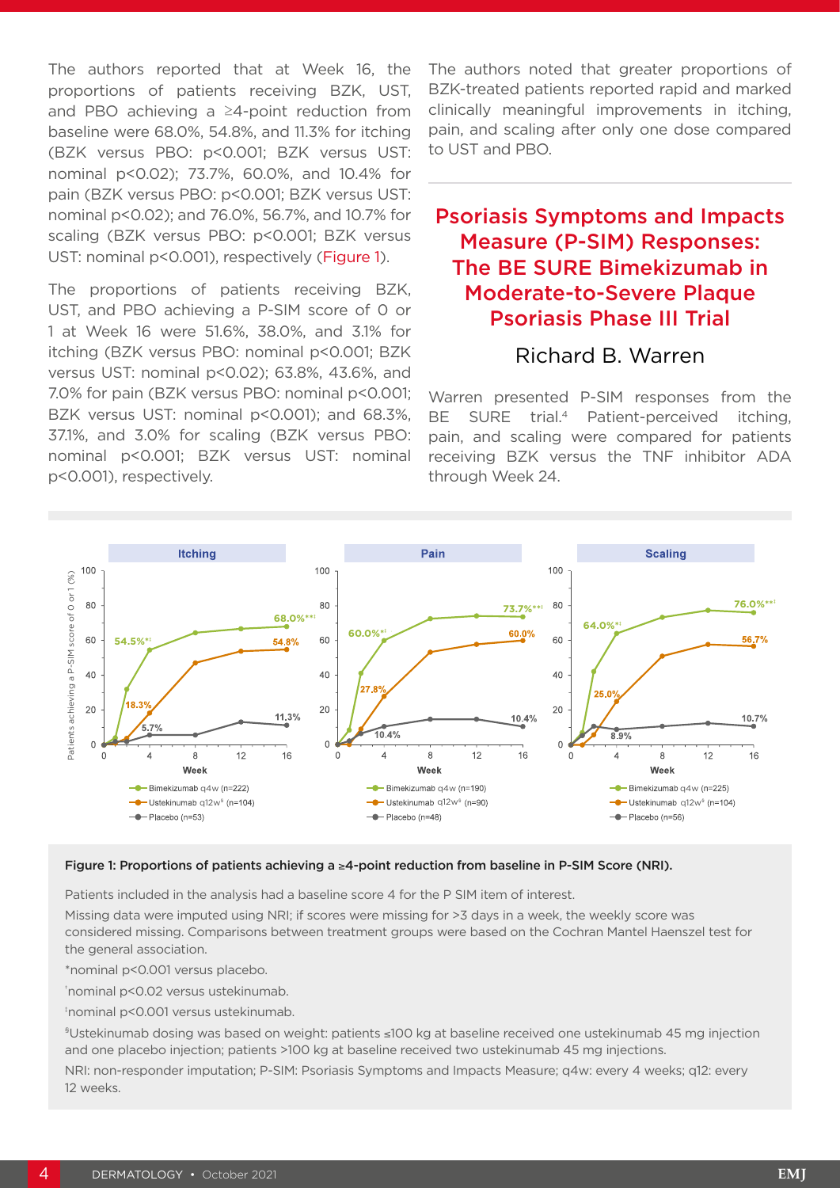The authors reported that at Week 16, the proportions of patients receiving BZK, UST, and PBO achieving a ≥4-point reduction from baseline were 68.0%, 54.8%, and 11.3% for itching (BZK versus PBO: p<0.001; BZK versus UST: nominal p<0.02); 73.7%, 60.0%, and 10.4% for pain (BZK versus PBO: p<0.001; BZK versus UST: nominal p<0.02); and 76.0%, 56.7%, and 10.7% for scaling (BZK versus PBO: p<0.001; BZK versus UST: nominal p<0.001), respectively (Figure 1).

The proportions of patients receiving BZK, UST, and PBO achieving a P-SIM score of 0 or 1 at Week 16 were 51.6%, 38.0%, and 3.1% for itching (BZK versus PBO: nominal p<0.001; BZK versus UST: nominal p<0.02); 63.8%, 43.6%, and 7.0% for pain (BZK versus PBO: nominal p<0.001; BZK versus UST: nominal p<0.001); and 68.3%, 37.1%, and 3.0% for scaling (BZK versus PBO: nominal p<0.001; BZK versus UST: nominal p<0.001), respectively.

The authors noted that greater proportions of BZK-treated patients reported rapid and marked clinically meaningful improvements in itching, pain, and scaling after only one dose compared to UST and PBO.

## Psoriasis Symptoms and Impacts Measure (P-SIM) Responses: The BE SURE Bimekizumab in Moderate-to-Severe Plaque Psoriasis Phase III Trial

### Richard B. Warren

Warren presented P-SIM responses from the BE SURE trial.[4] Patient-perceived itching, pain, and scaling were compared for patients receiving BZK versus the TNF inhibitor ADA through Week 24.

**Figure 1: Proportions of patients achieving a ≥4-point reduction from baseline in P-SIM Score (NRI).**

Patients included in the analysis had a baseline score 4 for the P SIM item of interest.

Missing data were imputed using NRI; if scores were missing for >3 days in a week, the weekly score was considered missing. Comparisons between treatment groups were based on the Cochran Mantel Haenszel test for the general association.

*nominal p<0.001 versus placebo.

†nominal p<0.02 versus ustekinumab.

‡nominal p<0.001 versus ustekinumab.

§Ustekinumab dosing was based on weight: patients ≤100 kg at baseline received one ustekinumab 45 mg injection and one placebo injection; patients >100 kg at baseline received two ustekinumab 45 mg injections.

NRI: non-responder imputation; P-SIM: Psoriasis Symptoms and Impacts Measure; q4w: every 4 weeks; q12: every 12 weeks.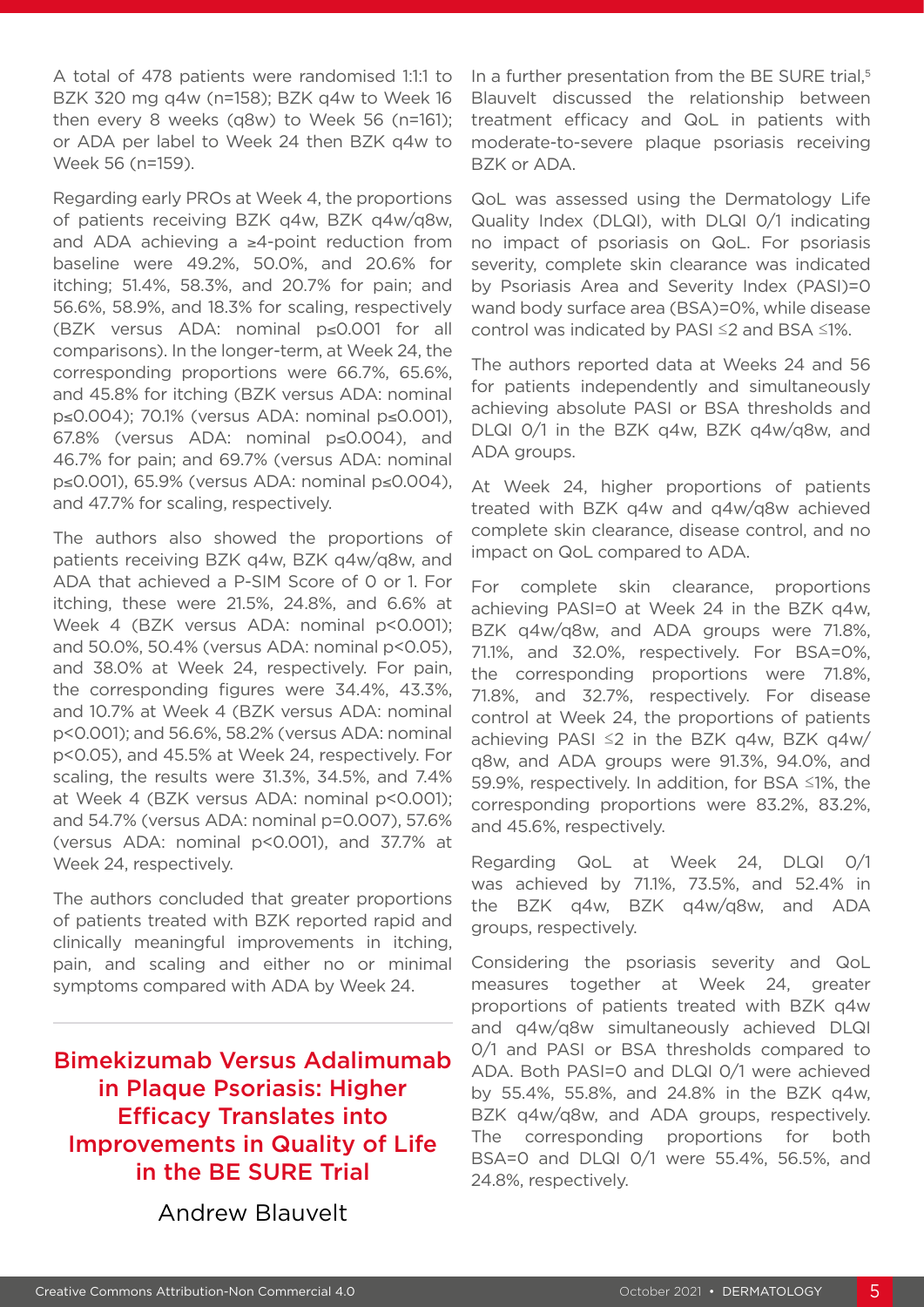A total of 478 patients were randomised 1:1:1 to BZK 320 mg q4w (n=158); BZK q4w to Week 16 then every 8 weeks (q8w) to Week 56 (n=161); or ADA per label to Week 24 then BZK q4w to Week 56 (n=159).

Regarding early PROs at Week 4, the proportions of patients receiving BZK q4w, BZK q4w/q8w, and ADA achieving a ≥4-point reduction from baseline were 49.2%, 50.0%, and 20.6% for itching; 51.4%, 58.3%, and 20.7% for pain; and 56.6%, 58.9%, and 18.3% for scaling, respectively (BZK versus ADA: nominal p≤0.001 for all comparisons). In the longer-term, at Week 24, the corresponding proportions were 66.7%, 65.6%, and 45.8% for itching (BZK versus ADA: nominal p≤0.004); 70.1% (versus ADA: nominal p≤0.001), 67.8% (versus ADA: nominal p≤0.004), and 46.7% for pain; and 69.7% (versus ADA: nominal p≤0.001), 65.9% (versus ADA: nominal p≤0.004), and 47.7% for scaling, respectively.

The authors also showed the proportions of patients receiving BZK q4w, BZK q4w/q8w, and ADA that achieved a P-SIM Score of 0 or 1. For itching, these were 21.5%, 24.8%, and 6.6% at Week 4 (BZK versus ADA: nominal p<0.001); and 50.0%, 50.4% (versus ADA: nominal p<0.05), and 38.0% at Week 24, respectively. For pain, the corresponding figures were 34.4%, 43.3%, and 10.7% at Week 4 (BZK versus ADA: nominal p<0.001); and 56.6%, 58.2% (versus ADA: nominal p<0.05), and 45.5% at Week 24, respectively. For scaling, the results were 31.3%, 34.5%, and 7.4% at Week 4 (BZK versus ADA: nominal p<0.001); and 54.7% (versus ADA: nominal p=0.007), 57.6% (versus ADA: nominal p<0.001), and 37.7% at Week 24, respectively.

The authors concluded that greater proportions of patients treated with BZK reported rapid and clinically meaningful improvements in itching, pain, and scaling and either no or minimal symptoms compared with ADA by Week 24.

## Bimekizumab Versus Adalimumab in Plaque Psoriasis: Higher Efficacy Translates into Improvements in Quality of Life in the BE SURE Trial

Andrew Blauvelt

In a further presentation from the BE SURE trial,[5] Blauvelt discussed the relationship between treatment efficacy and QoL in patients with moderate-to-severe plaque psoriasis receiving BZK or ADA.

QoL was assessed using the Dermatology Life Quality Index (DLQI), with DLQI 0/1 indicating no impact of psoriasis on QoL. For psoriasis severity, complete skin clearance was indicated by Psoriasis Area and Severity Index (PASI)=0 wand body surface area (BSA)=0%, while disease control was indicated by PASI ≤2 and BSA ≤1%.

The authors reported data at Weeks 24 and 56 for patients independently and simultaneously achieving absolute PASI or BSA thresholds and DLQI 0/1 in the BZK q4w, BZK q4w/q8w, and ADA groups.

At Week 24, higher proportions of patients treated with BZK q4w and q4w/q8w achieved complete skin clearance, disease control, and no impact on QoL compared to ADA.

For complete skin clearance, proportions achieving PASI=0 at Week 24 in the BZK q4w, BZK q4w/q8w, and ADA groups were 71.8%, 71.1%, and 32.0%, respectively. For BSA=0%, the corresponding proportions were 71.8%, 71.8%, and 32.7%, respectively. For disease control at Week 24, the proportions of patients achieving PASI ≤2 in the BZK q4w, BZK q4w/q8w, and ADA groups were 91.3%, 94.0%, and 59.9%, respectively. In addition, for BSA ≤1%, the corresponding proportions were 83.2%, 83.2%, and 45.6%, respectively.

Regarding QoL at Week 24, DLQI 0/1 was achieved by 71.1%, 73.5%, and 52.4% in the BZK q4w, BZK q4w/q8w, and ADA groups, respectively.

Considering the psoriasis severity and QoL measures together at Week 24, greater proportions of patients treated with BZK q4w and q4w/q8w simultaneously achieved DLQI 0/1 and PASI or BSA thresholds compared to ADA. Both PASI=0 and DLQI 0/1 were achieved by 55.4%, 55.8%, and 24.8% in the BZK q4w, BZK q4w/q8w, and ADA groups, respectively. The corresponding proportions for both BSA=0 and DLQI 0/1 were 55.4%, 56.5%, and 24.8%, respectively.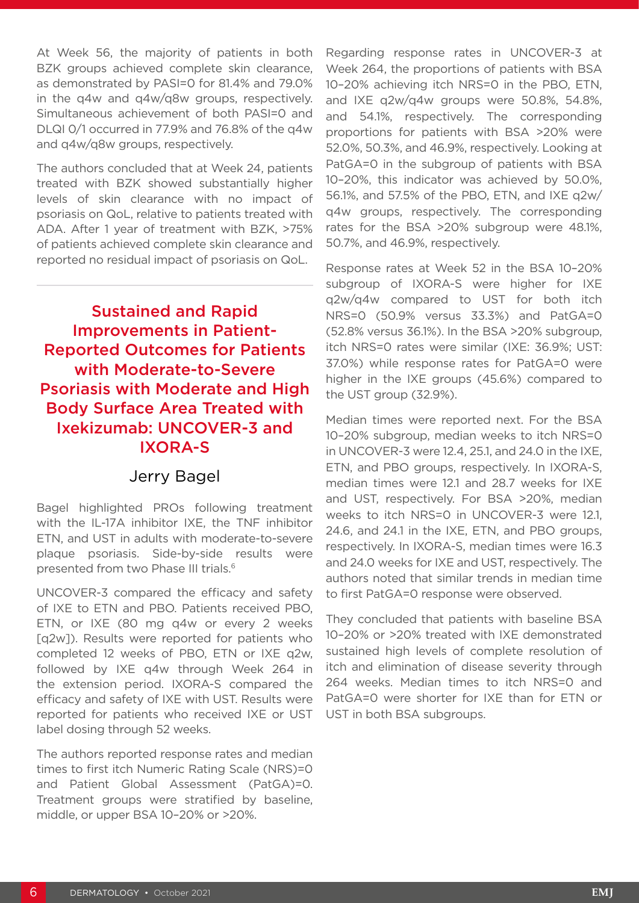At Week 56, the majority of patients in both BZK groups achieved complete skin clearance, as demonstrated by PASI=0 for 81.4% and 79.0% in the q4w and q4w/q8w groups, respectively. Simultaneous achievement of both PASI=0 and DLQI 0/1 occurred in 77.9% and 76.8% of the q4w and q4w/q8w groups, respectively.

The authors concluded that at Week 24, patients treated with BZK showed substantially higher levels of skin clearance with no impact of psoriasis on QoL, relative to patients treated with ADA. After 1 year of treatment with BZK, >75% of patients achieved complete skin clearance and reported no residual impact of psoriasis on QoL.

## Sustained and Rapid Improvements in Patient-Reported Outcomes for Patients with Moderate-to-Severe Psoriasis with Moderate and High Body Surface Area Treated with Ixekizumab: UNCOVER-3 and IXORA-S

### Jerry Bagel

Bagel highlighted PROs following treatment with the IL-17A inhibitor IXE, the TNF inhibitor ETN, and UST in adults with moderate-to-severe plaque psoriasis. Side-by-side results were presented from two Phase III trials.[6]

UNCOVER-3 compared the efficacy and safety of IXE to ETN and PBO. Patients received PBO, ETN, or IXE (80 mg q4w or every 2 weeks [q2w]). Results were reported for patients who completed 12 weeks of PBO, ETN or IXE q2w, followed by IXE q4w through Week 264 in the extension period. IXORA-S compared the efficacy and safety of IXE with UST. Results were reported for patients who received IXE or UST label dosing through 52 weeks.

The authors reported response rates and median times to first itch Numeric Rating Scale (NRS)=0 and Patient Global Assessment (PatGA)=0. Treatment groups were stratified by baseline, middle, or upper BSA 10–20% or >20%.

Regarding response rates in UNCOVER-3 at Week 264, the proportions of patients with BSA 10–20% achieving itch NRS=0 in the PBO, ETN, and IXE q2w/q4w groups were 50.8%, 54.8%, and 54.1%, respectively. The corresponding proportions for patients with BSA >20% were 52.0%, 50.3%, and 46.9%, respectively. Looking at PatGA=0 in the subgroup of patients with BSA 10–20%, this indicator was achieved by 50.0%, 56.1%, and 57.5% of the PBO, ETN, and IXE q2w/q4w groups, respectively. The corresponding rates for the BSA >20% subgroup were 48.1%, 50.7%, and 46.9%, respectively.

Response rates at Week 52 in the BSA 10–20% subgroup of IXORA-S were higher for IXE q2w/q4w compared to UST for both itch NRS=0 (50.9% versus 33.3%) and PatGA=0 (52.8% versus 36.1%). In the BSA >20% subgroup, itch NRS=0 rates were similar (IXE: 36.9%; UST: 37.0%) while response rates for PatGA=0 were higher in the IXE groups (45.6%) compared to the UST group (32.9%).

Median times were reported next. For the BSA 10–20% subgroup, median weeks to itch NRS=0 in UNCOVER-3 were 12.4, 25.1, and 24.0 in the IXE, ETN, and PBO groups, respectively. In IXORA-S, median times were 12.1 and 28.7 weeks for IXE and UST, respectively. For BSA >20%, median weeks to itch NRS=0 in UNCOVER-3 were 12.1, 24.6, and 24.1 in the IXE, ETN, and PBO groups, respectively. In IXORA-S, median times were 16.3 and 24.0 weeks for IXE and UST, respectively. The authors noted that similar trends in median time to first PatGA=0 response were observed.

They concluded that patients with baseline BSA 10–20% or >20% treated with IXE demonstrated sustained high levels of complete resolution of itch and elimination of disease severity through 264 weeks. Median times to itch NRS=0 and PatGA=0 were shorter for IXE than for ETN or UST in both BSA subgroups.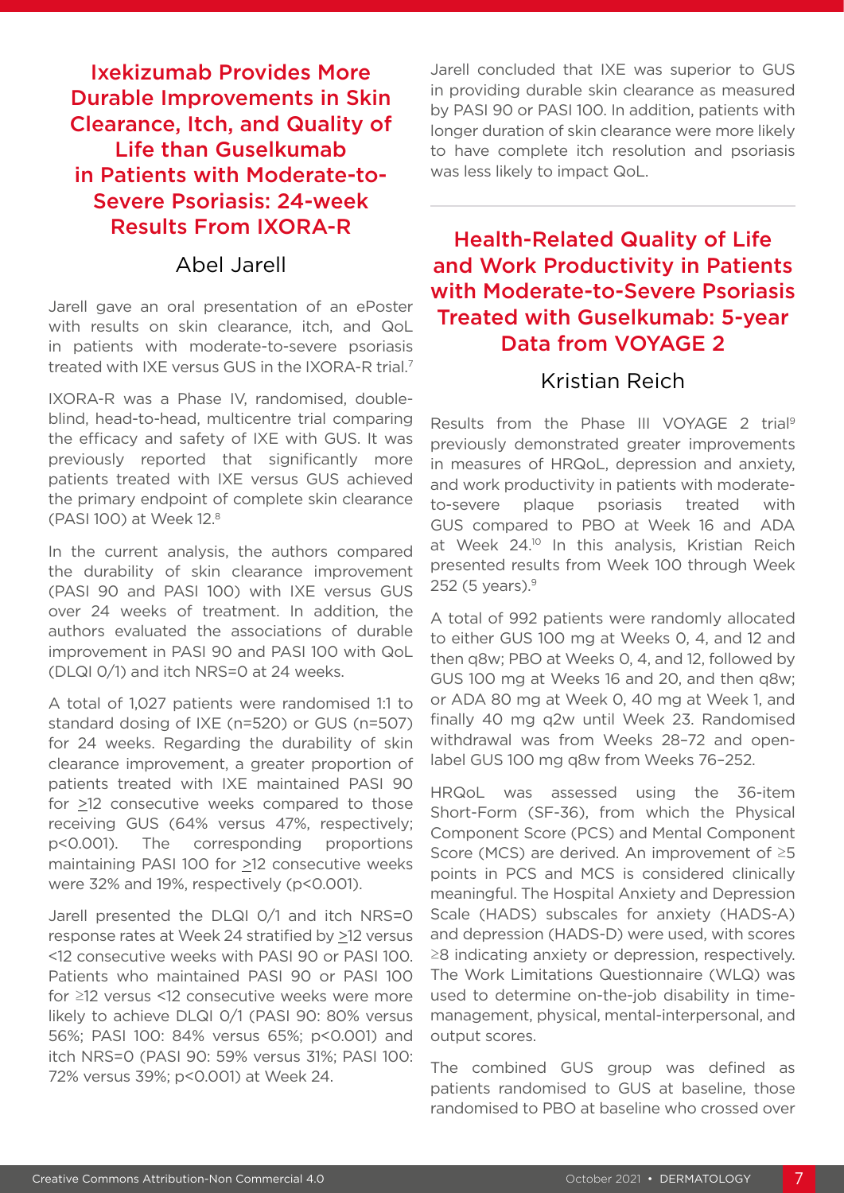## Ixekizumab Provides More Durable Improvements in Skin Clearance, Itch, and Quality of Life than Guselkumab in Patients with Moderate-to-Severe Psoriasis: 24-week Results From IXORA-R

### Abel Jarell

Jarell gave an oral presentation of an ePoster with results on skin clearance, itch, and QoL in patients with moderate-to-severe psoriasis treated with IXE versus GUS in the IXORA-R trial.[7]

IXORA-R was a Phase IV, randomised, double-blind, head-to-head, multicentre trial comparing the efficacy and safety of IXE with GUS. It was previously reported that significantly more patients treated with IXE versus GUS achieved the primary endpoint of complete skin clearance (PASI 100) at Week 12.[8]

In the current analysis, the authors compared the durability of skin clearance improvement (PASI 90 and PASI 100) with IXE versus GUS over 24 weeks of treatment. In addition, the authors evaluated the associations of durable improvement in PASI 90 and PASI 100 with QoL (DLQI 0/1) and itch NRS=0 at 24 weeks.

A total of 1,027 patients were randomised 1:1 to standard dosing of IXE (n=520) or GUS (n=507) for 24 weeks. Regarding the durability of skin clearance improvement, a greater proportion of patients treated with IXE maintained PASI 90 for ≥12 consecutive weeks compared to those receiving GUS (64% versus 47%, respectively; $p<0.001$). The corresponding proportions maintaining PASI 100 for ≥12 consecutive weeks were 32% and 19%, respectively ($p<0.001$).

Jarell presented the DLQI 0/1 and itch NRS=0 response rates at Week 24 stratified by ≥12 versus <12 consecutive weeks with PASI 90 or PASI 100. Patients who maintained PASI 90 or PASI 100 for ≥12 versus <12 consecutive weeks were more likely to achieve DLQI 0/1 (PASI 90: 80% versus 56%; PASI 100: 84% versus 65%; $p<0.001$) and itch NRS=0 (PASI 90: 59% versus 31%; PASI 100: 72% versus 39%; $p<0.001$) at Week 24.

Jarell concluded that IXE was superior to GUS in providing durable skin clearance as measured by PASI 90 or PASI 100. In addition, patients with longer duration of skin clearance were more likely to have complete itch resolution and psoriasis was less likely to impact QoL.

## Health-Related Quality of Life and Work Productivity in Patients with Moderate-to-Severe Psoriasis Treated with Guselkumab: 5-year Data from VOYAGE 2

### Kristian Reich

Results from the Phase III VOYAGE 2 trial[9] previously demonstrated greater improvements in measures of HRQoL, depression and anxiety, and work productivity in patients with moderate-to-severe plaque psoriasis treated with GUS compared to PBO at Week 16 and ADA at Week 24.[10] In this analysis, Kristian Reich presented results from Week 100 through Week 252 (5 years).[9]

A total of 992 patients were randomly allocated to either GUS 100 mg at Weeks 0, 4, and 12 and then q8w; PBO at Weeks 0, 4, and 12, followed by GUS 100 mg at Weeks 16 and 20, and then q8w; or ADA 80 mg at Week 0, 40 mg at Week 1, and finally 40 mg q2w until Week 23. Randomised withdrawal was from Weeks 28–72 and open-label GUS 100 mg q8w from Weeks 76–252.

HRQoL was assessed using the 36-item Short-Form (SF-36), from which the Physical Component Score (PCS) and Mental Component Score (MCS) are derived. An improvement of ≥5 points in PCS and MCS is considered clinically meaningful. The Hospital Anxiety and Depression Scale (HADS) subscales for anxiety (HADS-A) and depression (HADS-D) were used, with scores ≥8 indicating anxiety or depression, respectively. The Work Limitations Questionnaire (WLQ) was used to determine on-the-job disability in time-management, physical, mental-interpersonal, and output scores.

The combined GUS group was defined as patients randomised to GUS at baseline, those randomised to PBO at baseline who crossed over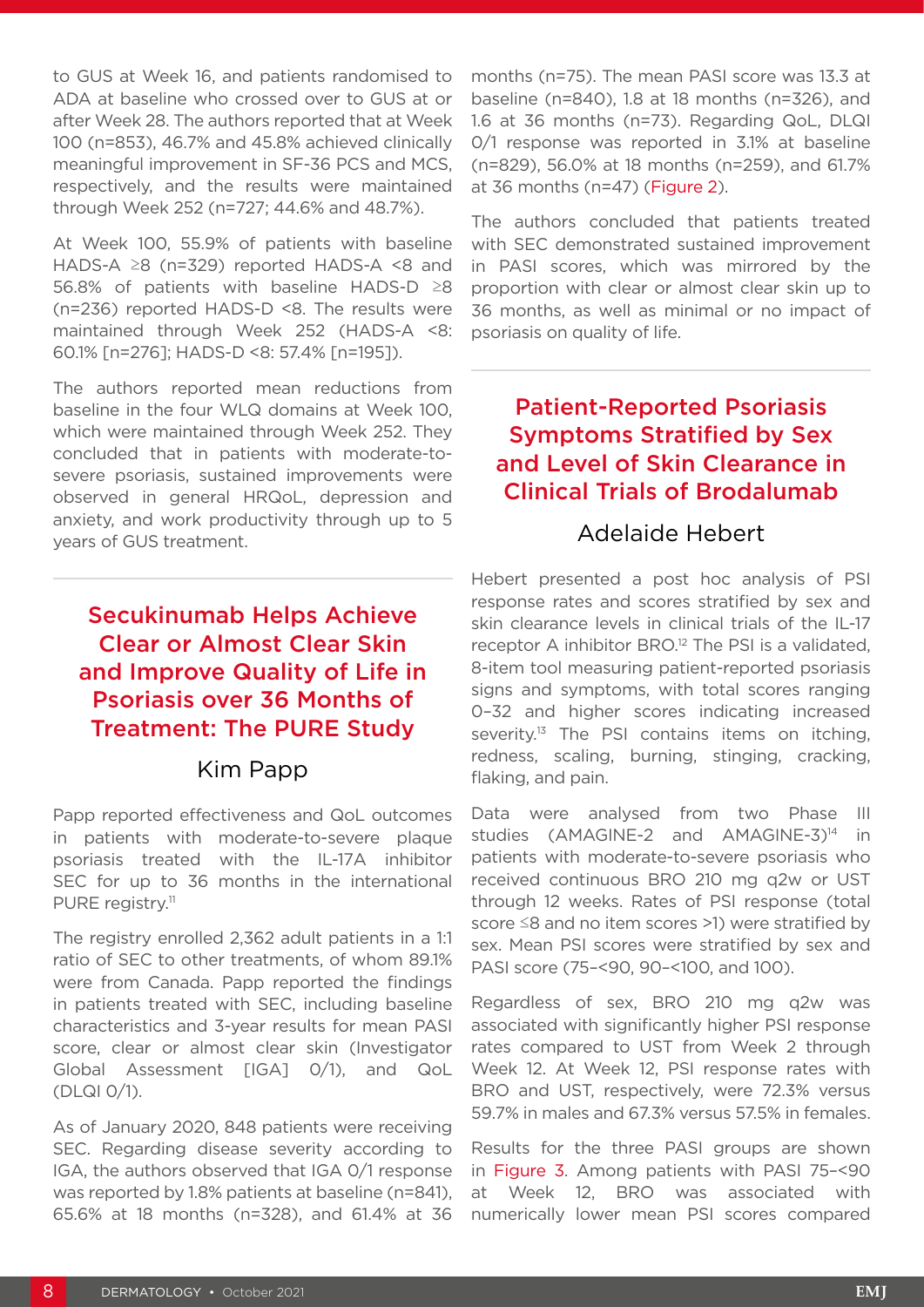to GUS at Week 16, and patients randomised to ADA at baseline who crossed over to GUS at or after Week 28. The authors reported that at Week 100 (n=853), 46.7% and 45.8% achieved clinically meaningful improvement in SF-36 PCS and MCS, respectively, and the results were maintained through Week 252 (n=727; 44.6% and 48.7%).

At Week 100, 55.9% of patients with baseline HADS-A ≥8 (n=329) reported HADS-A <8 and 56.8% of patients with baseline HADS-D ≥8 (n=236) reported HADS-D <8. The results were maintained through Week 252 (HADS-A <8: 60.1% [n=276]; HADS-D <8: 57.4% [n=195]).

The authors reported mean reductions from baseline in the four WLQ domains at Week 100, which were maintained through Week 252. They concluded that in patients with moderate-to-severe psoriasis, sustained improvements were observed in general HRQoL, depression and anxiety, and work productivity through up to 5 years of GUS treatment.

## Secukinumab Helps Achieve Clear or Almost Clear Skin and Improve Quality of Life in Psoriasis over 36 Months of Treatment: The PURE Study

### Kim Papp

Papp reported effectiveness and QoL outcomes in patients with moderate-to-severe plaque psoriasis treated with the IL-17A inhibitor SEC for up to 36 months in the international PURE registry.[11]

The registry enrolled 2,362 adult patients in a 1:1 ratio of SEC to other treatments, of whom 89.1% were from Canada. Papp reported the findings in patients treated with SEC, including baseline characteristics and 3-year results for mean PASI score, clear or almost clear skin (Investigator Global Assessment [IGA] 0/1), and QoL (DLQI 0/1).

As of January 2020, 848 patients were receiving SEC. Regarding disease severity according to IGA, the authors observed that IGA 0/1 response was reported by 1.8% patients at baseline (n=841), 65.6% at 18 months (n=328), and 61.4% at 36 months (n=75). The mean PASI score was 13.3 at baseline (n=840), 1.8 at 18 months (n=326), and 1.6 at 36 months (n=73). Regarding QoL, DLQI 0/1 response was reported in 3.1% at baseline (n=829), 56.0% at 18 months (n=259), and 61.7% at 36 months (n=47) (Figure 2).

The authors concluded that patients treated with SEC demonstrated sustained improvement in PASI scores, which was mirrored by the proportion with clear or almost clear skin up to 36 months, as well as minimal or no impact of psoriasis on quality of life.

## Patient-Reported Psoriasis Symptoms Stratified by Sex and Level of Skin Clearance in Clinical Trials of Brodalumab

### Adelaide Hebert

Hebert presented a post hoc analysis of PSI response rates and scores stratified by sex and skin clearance levels in clinical trials of the IL-17 receptor A inhibitor BRO.[12] The PSI is a validated, 8-item tool measuring patient-reported psoriasis signs and symptoms, with total scores ranging 0–32 and higher scores indicating increased severity.[13] The PSI contains items on itching, redness, scaling, burning, stinging, cracking, flaking, and pain.

Data were analysed from two Phase III studies (AMAGINE-2 and AMAGINE-3)[14] in patients with moderate-to-severe psoriasis who received continuous BRO 210 mg q2w or UST through 12 weeks. Rates of PSI response (total score ≤8 and no item scores >1) were stratified by sex. Mean PSI scores were stratified by sex and PASI score (75–<90, 90–<100, and 100).

Regardless of sex, BRO 210 mg q2w was associated with significantly higher PSI response rates compared to UST from Week 2 through Week 12. At Week 12, PSI response rates with BRO and UST, respectively, were 72.3% versus 59.7% in males and 67.3% versus 57.5% in females.

Results for the three PASI groups are shown in Figure 3. Among patients with PASI 75–<90 at Week 12, BRO was associated with numerically lower mean PSI scores compared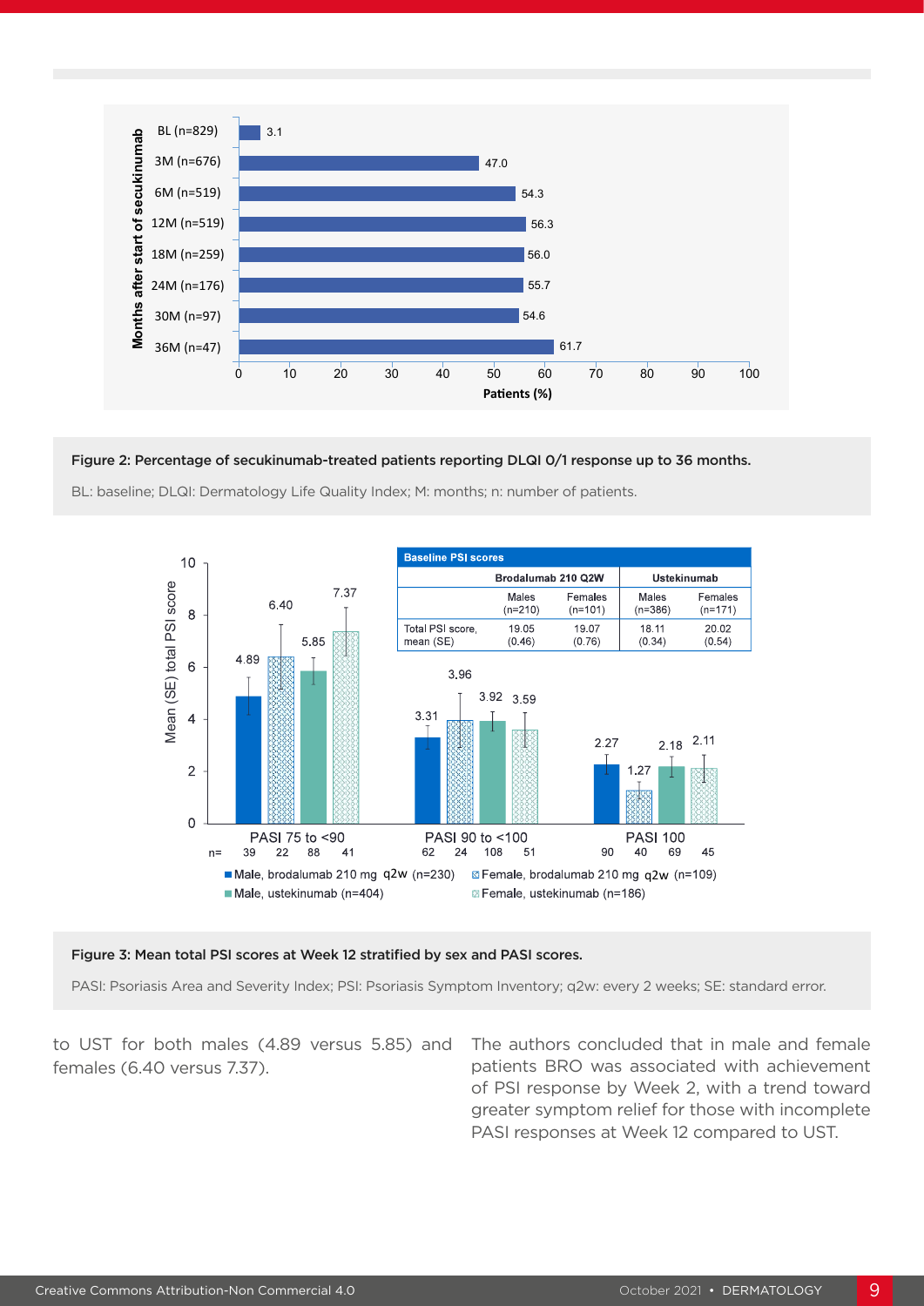Figure 2: Percentage of secukinumab-treated patients reporting DLQI 0/1 response up to 36 months.

BL: baseline; DLQI: Dermatology Life Quality Index; M: months; n: number of patients.

| Baseline PSI scores | Brodalumab 210 Q2W | | Ustekinumab | |
|---|---|---|---|---|
| | Males (n=210) | Females (n=101) | Males (n=386) | Females (n=171) |
| Total PSI score, mean (SE) | 19.05 (0.46) | 19.07 (0.76) | 18.11 (0.34) | 20.02 (0.54) |

Figure 3: Mean total PSI scores at Week 12 stratified by sex and PASI scores.

PASI: Psoriasis Area and Severity Index; PSI: Psoriasis Symptom Inventory; q2w: every 2 weeks; SE: standard error.

to UST for both males (4.89 versus 5.85) and females (6.40 versus 7.37).

The authors concluded that in male and female patients BRO was associated with achievement of PSI response by Week 2, with a trend toward greater symptom relief for those with incomplete PASI responses at Week 12 compared to UST.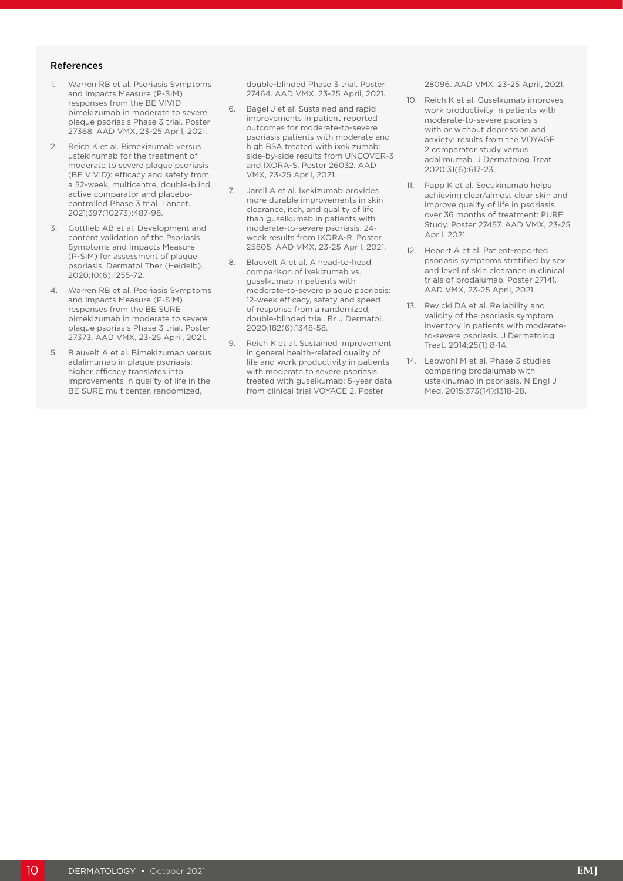## References

1. Warren RB et al. Psoriasis Symptoms and Impacts Measure (P-SIM) responses from the BE VIVID bimekizumab in moderate to severe plaque psoriasis Phase 3 trial. Poster 27368. AAD VMX, 23-25 April, 2021.
2. Reich K et al. Bimekizumab versus ustekinumab for the treatment of moderate to severe plaque psoriasis (BE VIVID): efficacy and safety from a 52-week, multicentre, double-blind, active comparator and placebo-controlled Phase 3 trial. Lancet. 2021;397(10273):487-98.
3. Gottlieb AB et al. Development and content validation of the Psoriasis Symptoms and Impacts Measure (P-SIM) for assessment of plaque psoriasis. Dermatol Ther (Heidelb). 2020;10(6):1255-72.
4. Warren RB et al. Psoriasis Symptoms and Impacts Measure (P-SIM) responses from the BE SURE bimekizumab in moderate to severe plaque psoriasis Phase 3 trial. Poster 27373. AAD VMX, 23-25 April, 2021.
5. Blauvelt A et al. Bimekizumab versus adalimumab in plaque psoriasis: higher efficacy translates into improvements in quality of life in the BE SURE multicenter, randomized, double-blinded Phase 3 trial. Poster 27464. AAD VMX, 23-25 April, 2021.
6. Bagel J et al. Sustained and rapid improvements in patient reported outcomes for moderate-to-severe psoriasis patients with moderate and high BSA treated with ixekizumab: side-by-side results from UNCOVER-3 and IXORA-S. Poster 26032. AAD VMX, 23-25 April, 2021.
7. Jarell A et al. Ixekizumab provides more durable improvements in skin clearance, itch, and quality of life than guselkumab in patients with moderate-to-severe psoriasis: 24-week results from IXORA-R. Poster 25805. AAD VMX, 23-25 April, 2021.
8. Blauvelt A et al. A head-to-head comparison of ixekizumab vs. guselkumab in patients with moderate-to-severe plaque psoriasis: 12-week efficacy, safety and speed of response from a randomized, double-blinded trial. Br J Dermatol. 2020;182(6):1348-58.
9. Reich K et al. Sustained improvement in general health-related quality of life and work productivity in patients with moderate to severe psoriasis treated with guselkumab: 5-year data from clinical trial VOYAGE 2. Poster 28096. AAD VMX, 23-25 April, 2021.
10. Reich K et al. Guselkumab improves work productivity in patients with moderate-to-severe psoriasis with or without depression and anxiety: results from the VOYAGE 2 comparator study versus adalimumab. J Dermatolog Treat. 2020;31(6):617-23.
11. Papp K et al. Secukinumab helps achieving clear/almost clear skin and improve quality of life in psoriasis over 36 months of treatment: PURE Study. Poster 27457. AAD VMX, 23-25 April, 2021.
12. Hebert A et al. Patient-reported psoriasis symptoms stratified by sex and level of skin clearance in clinical trials of brodalumab. Poster 27141. AAD VMX, 23-25 April, 2021.
13. Revicki DA et al. Reliability and validity of the psoriasis symptom inventory in patients with moderate-to-severe psoriasis. J Dermatolog Treat. 2014;25(1):8-14.
14. Lebwohl M et al. Phase 3 studies comparing brodalumab with ustekinumab in psoriasis. N Engl J Med. 2015;373(14):1318-28.